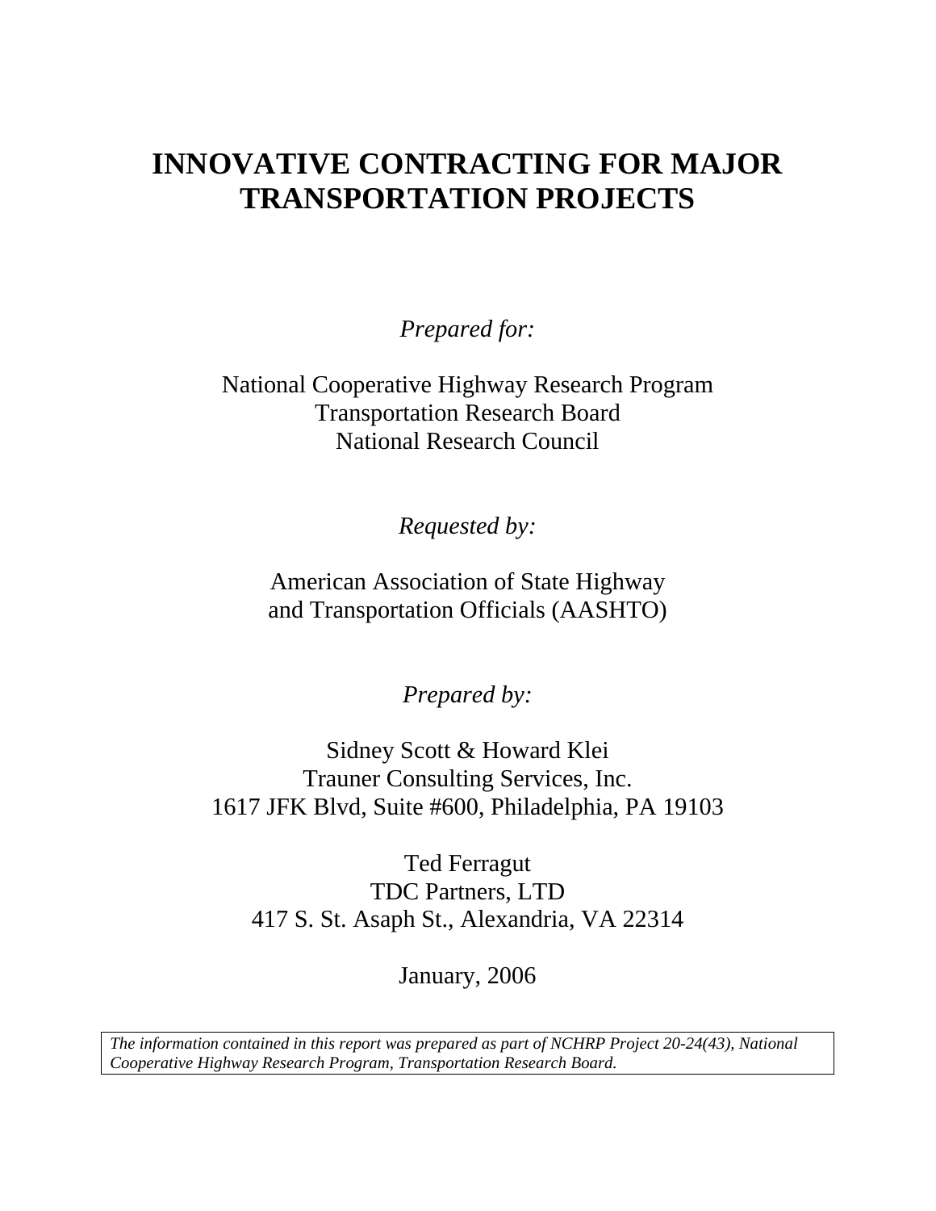# INNOVATIVE CONTRACTING FOR MAJOR TRANSPORTATION PROJECTS

*Prepared for:*

National Cooperative Highway Research Program
Transportation Research Board
National Research Council

*Requested by:*

American Association of State Highway
and Transportation Officials (AASHTO)

*Prepared by:*

Sidney Scott & Howard Klei
Trauner Consulting Services, Inc.
1617 JFK Blvd, Suite #600, Philadelphia, PA 19103

Ted Ferragut
TDC Partners, LTD
417 S. St. Asaph St., Alexandria, VA 22314

January, 2006

*The information contained in this report was prepared as part of NCHRP Project 20-24(43), National Cooperative Highway Research Program, Transportation Research Board.*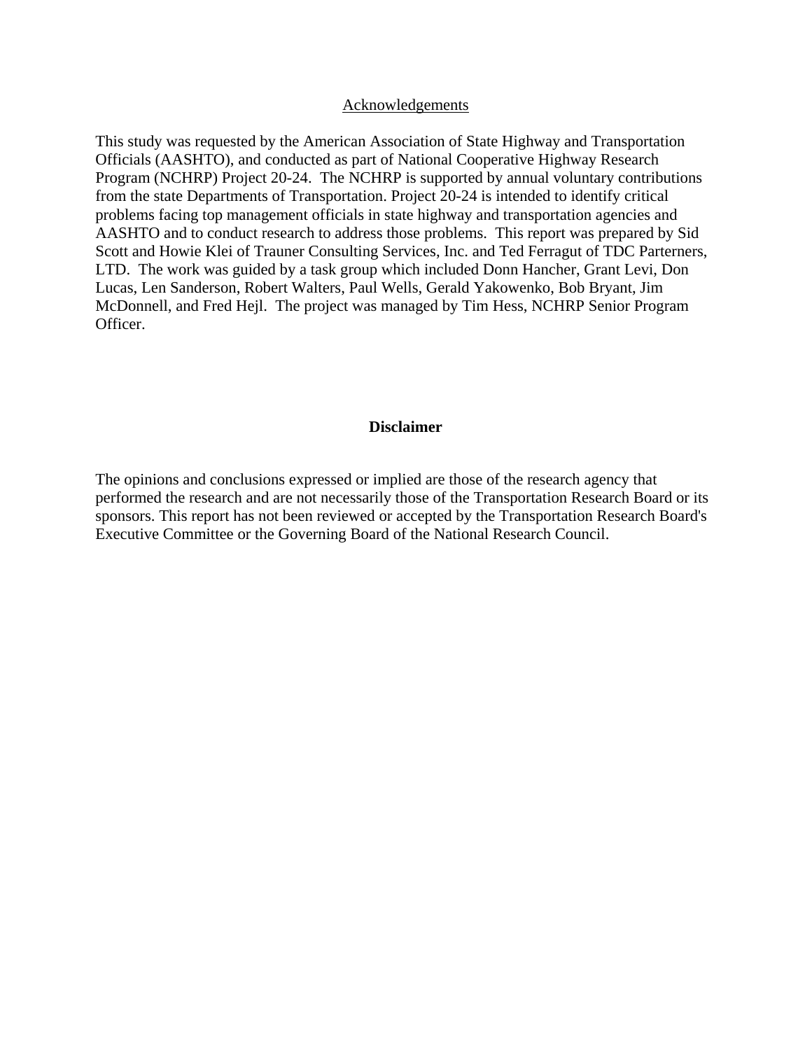## Acknowledgements

This study was requested by the American Association of State Highway and Transportation Officials (AASHTO), and conducted as part of National Cooperative Highway Research Program (NCHRP) Project 20-24. The NCHRP is supported by annual voluntary contributions from the state Departments of Transportation. Project 20-24 is intended to identify critical problems facing top management officials in state highway and transportation agencies and AASHTO and to conduct research to address those problems. This report was prepared by Sid Scott and Howie Klei of Trauner Consulting Services, Inc. and Ted Ferragut of TDC Parterners, LTD. The work was guided by a task group which included Donn Hancher, Grant Levi, Don Lucas, Len Sanderson, Robert Walters, Paul Wells, Gerald Yakowenko, Bob Bryant, Jim McDonnell, and Fred Hejl. The project was managed by Tim Hess, NCHRP Senior Program Officer.

## Disclaimer

The opinions and conclusions expressed or implied are those of the research agency that performed the research and are not necessarily those of the Transportation Research Board or its sponsors. This report has not been reviewed or accepted by the Transportation Research Board's Executive Committee or the Governing Board of the National Research Council.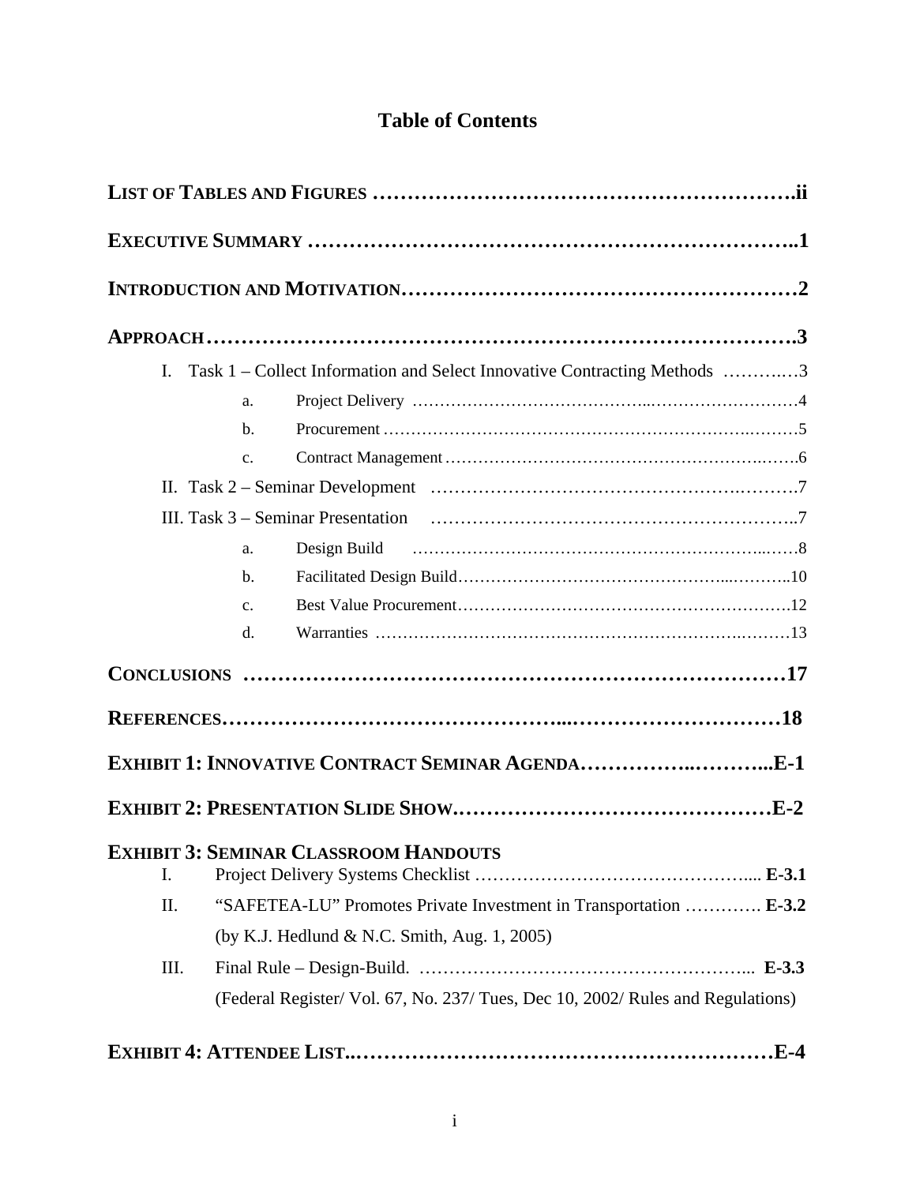# Table of Contents

**LIST OF TABLES AND FIGURES** ………………………………………………….ii

**EXECUTIVE SUMMARY** ………………………………………………………..1

**INTRODUCTION AND MOTIVATION**………………………………………………2

**APPROACH**…………………………………………………………………….3

- I. Task 1 – Collect Information and Select Innovative Contracting Methods ……….…3
  - a. Project Delivery ……………………………………..……………………….4
  - b. Procurement ……………………………………………………………….……5
  - c. Contract Management …………………………………………………….…….6
- II. Task 2 – Seminar Development …………………………………………….……….7
- III. Task 3 – Seminar Presentation …………………………………………………..7
  - a. Design Build ……………………………………………………….....……8
  - b. Facilitated Design Build……………………………………………...………..10
  - c. Best Value Procurement…………………………………………………….12
  - d. Warranties …………………………………………………………….………13

**CONCLUSIONS** …………………………………………………………………17

**REFERENCES**……………………………………...…………………………18

**EXHIBIT 1: INNOVATIVE CONTRACT SEMINAR AGENDA**……………..………...E-1

**EXHIBIT 2: PRESENTATION SLIDE SHOW**.………………………………………E-2

**EXHIBIT 3: SEMINAR CLASSROOM HANDOUTS**

- I. Project Delivery Systems Checklist ………………………………………... **E-3.1**
- II. "SAFETEA-LU" Promotes Private Investment in Transportation …………. **E-3.2**
  (by K.J. Hedlund & N.C. Smith, Aug. 1, 2005)
- III. Final Rule – Design-Build. ……………………………………………... **E-3.3**
  (Federal Register/ Vol. 67, No. 237/ Tues, Dec 10, 2002/ Rules and Regulations)

**EXHIBIT 4: ATTENDEE LIST**..……………………………………………………E-4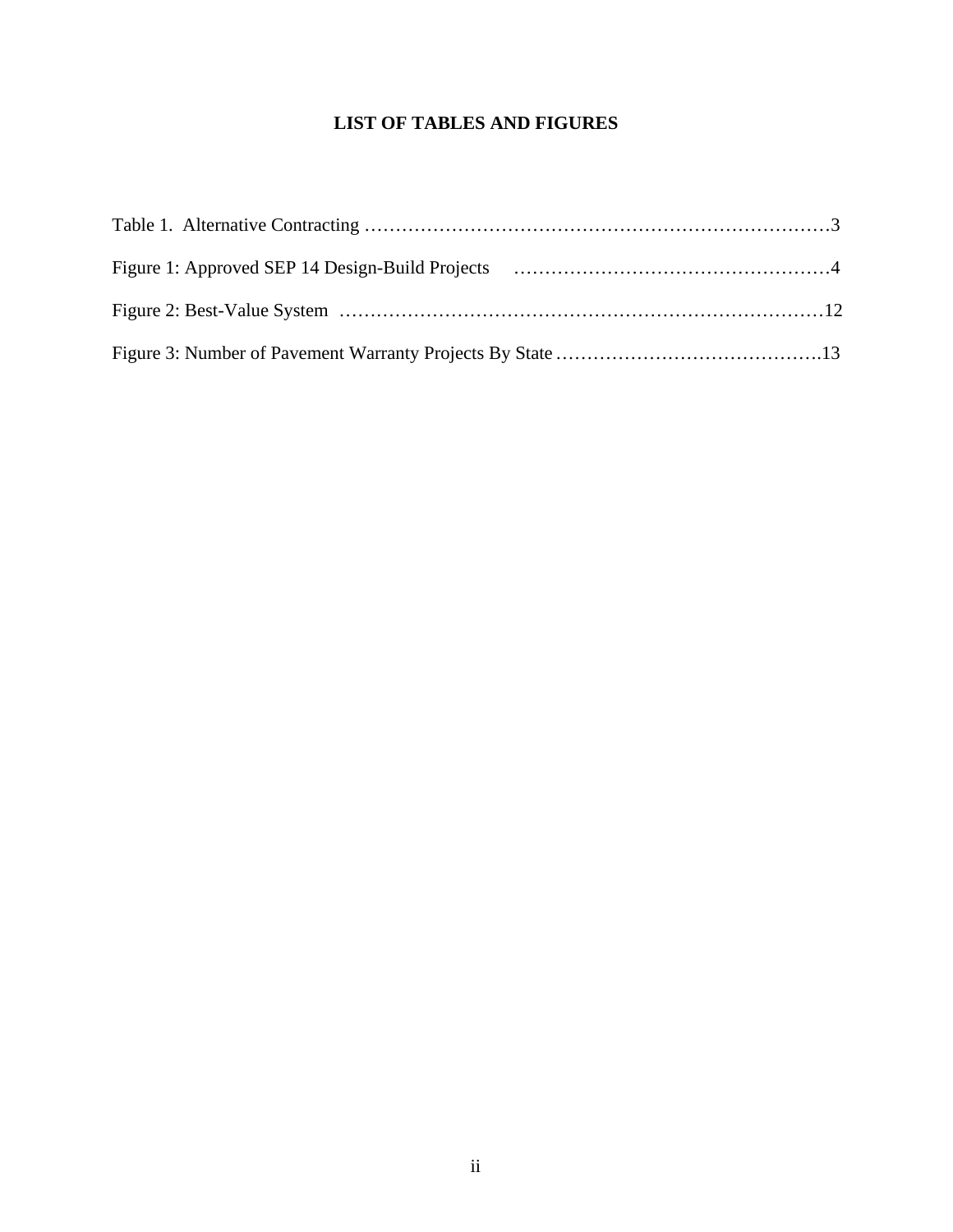# LIST OF TABLES AND FIGURES

Table 1. Alternative Contracting …………………………………………………………………3

Figure 1: Approved SEP 14 Design-Build Projects ……………………………………………4

Figure 2: Best-Value System ……………………………………………………………………12

Figure 3: Number of Pavement Warranty Projects By State …………………………………….13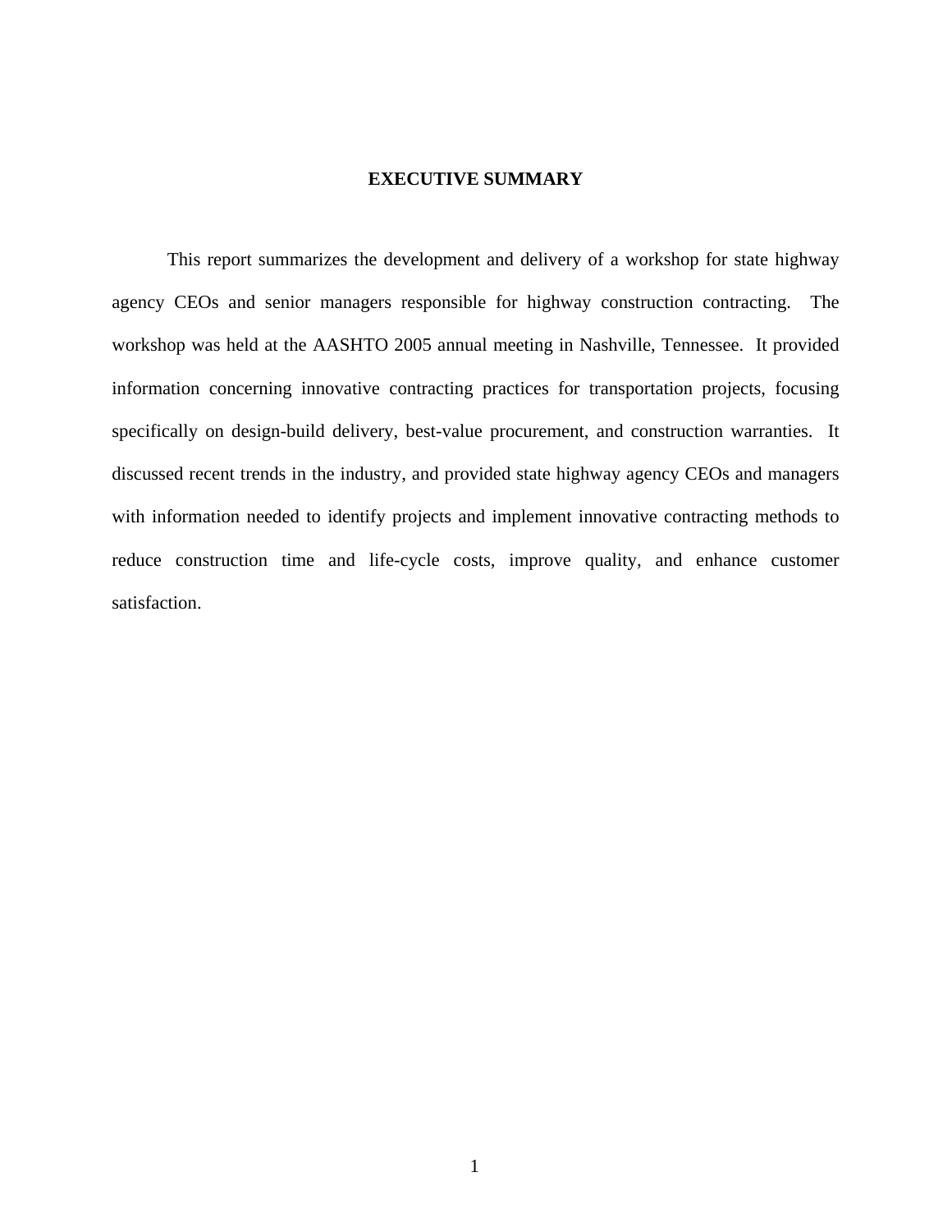# EXECUTIVE SUMMARY

This report summarizes the development and delivery of a workshop for state highway agency CEOs and senior managers responsible for highway construction contracting. The workshop was held at the AASHTO 2005 annual meeting in Nashville, Tennessee. It provided information concerning innovative contracting practices for transportation projects, focusing specifically on design-build delivery, best-value procurement, and construction warranties. It discussed recent trends in the industry, and provided state highway agency CEOs and managers with information needed to identify projects and implement innovative contracting methods to reduce construction time and life-cycle costs, improve quality, and enhance customer satisfaction.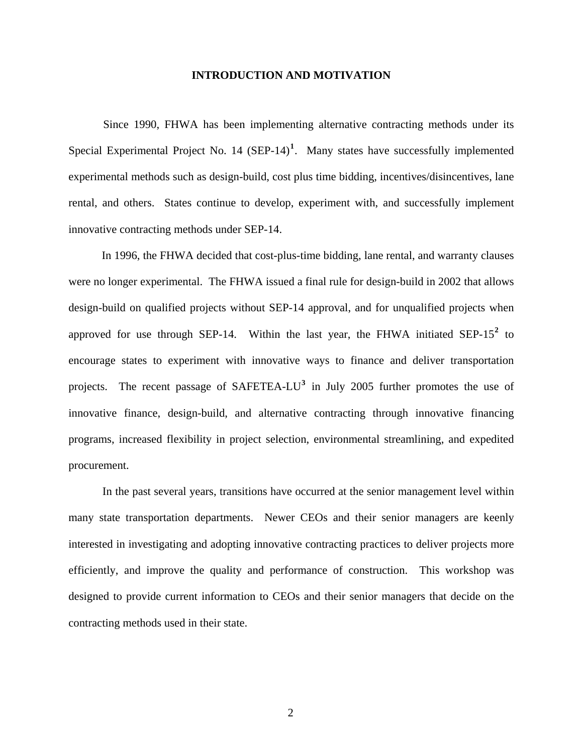# INTRODUCTION AND MOTIVATION

Since 1990, FHWA has been implementing alternative contracting methods under its Special Experimental Project No. 14 (SEP-14)[1]. Many states have successfully implemented experimental methods such as design-build, cost plus time bidding, incentives/disincentives, lane rental, and others. States continue to develop, experiment with, and successfully implement innovative contracting methods under SEP-14.

In 1996, the FHWA decided that cost-plus-time bidding, lane rental, and warranty clauses were no longer experimental. The FHWA issued a final rule for design-build in 2002 that allows design-build on qualified projects without SEP-14 approval, and for unqualified projects when approved for use through SEP-14. Within the last year, the FHWA initiated SEP-15[2] to encourage states to experiment with innovative ways to finance and deliver transportation projects. The recent passage of SAFETEA-LU[3] in July 2005 further promotes the use of innovative finance, design-build, and alternative contracting through innovative financing programs, increased flexibility in project selection, environmental streamlining, and expedited procurement.

In the past several years, transitions have occurred at the senior management level within many state transportation departments. Newer CEOs and their senior managers are keenly interested in investigating and adopting innovative contracting practices to deliver projects more efficiently, and improve the quality and performance of construction. This workshop was designed to provide current information to CEOs and their senior managers that decide on the contracting methods used in their state.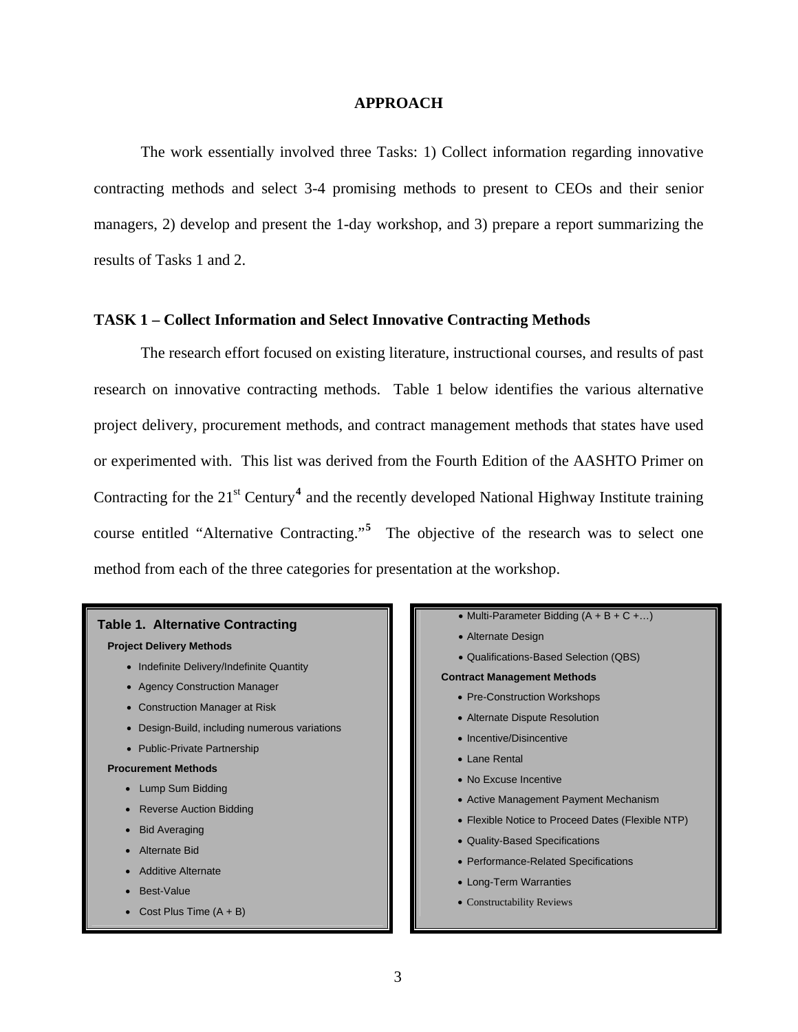## APPROACH

The work essentially involved three Tasks: 1) Collect information regarding innovative contracting methods and select 3-4 promising methods to present to CEOs and their senior managers, 2) develop and present the 1-day workshop, and 3) prepare a report summarizing the results of Tasks 1 and 2.

### TASK 1 – Collect Information and Select Innovative Contracting Methods

The research effort focused on existing literature, instructional courses, and results of past research on innovative contracting methods. Table 1 below identifies the various alternative project delivery, procurement methods, and contract management methods that states have used or experimented with. This list was derived from the Fourth Edition of the AASHTO Primer on Contracting for the 21st Century[4] and the recently developed National Highway Institute training course entitled "Alternative Contracting."[5] The objective of the research was to select one method from each of the three categories for presentation at the workshop.

**Table 1. Alternative Contracting**

**Project Delivery Methods**

- Indefinite Delivery/Indefinite Quantity
- Agency Construction Manager
- Construction Manager at Risk
- Design-Build, including numerous variations
- Public-Private Partnership

**Procurement Methods**

- Lump Sum Bidding
- Reverse Auction Bidding
- Bid Averaging
- Alternate Bid
- Additive Alternate
- Best-Value
- Cost Plus Time (A + B)
- Multi-Parameter Bidding (A + B + C +…)
- Alternate Design
- Qualifications-Based Selection (QBS)

**Contract Management Methods**

- Pre-Construction Workshops
- Alternate Dispute Resolution
- Incentive/Disincentive
- Lane Rental
- No Excuse Incentive
- Active Management Payment Mechanism
- Flexible Notice to Proceed Dates (Flexible NTP)
- Quality-Based Specifications
- Performance-Related Specifications
- Long-Term Warranties
- Constructability Reviews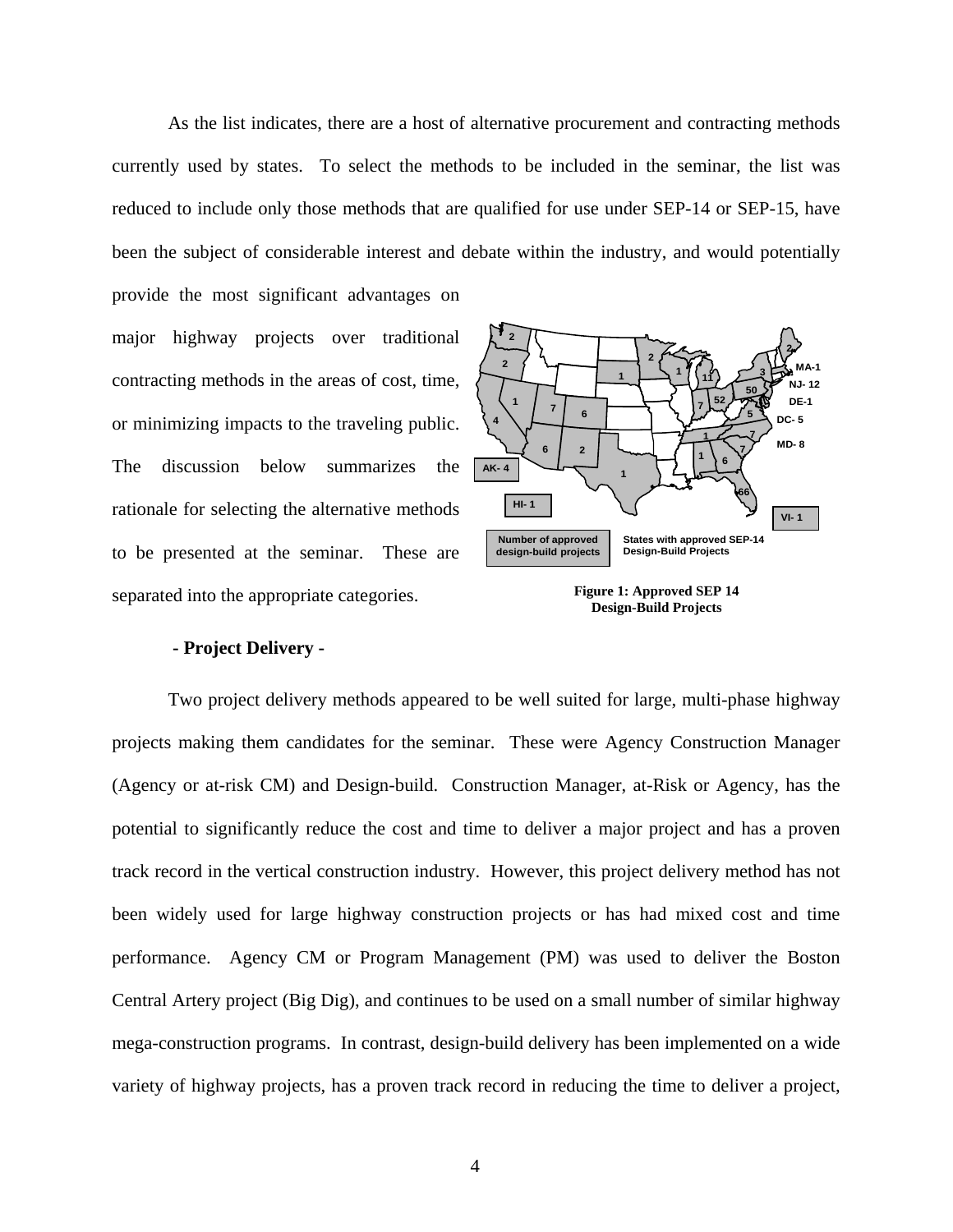As the list indicates, there are a host of alternative procurement and contracting methods currently used by states. To select the methods to be included in the seminar, the list was reduced to include only those methods that are qualified for use under SEP-14 or SEP-15, have been the subject of considerable interest and debate within the industry, and would potentially provide the most significant advantages on major highway projects over traditional contracting methods in the areas of cost, time, or minimizing impacts to the traveling public. The discussion below summarizes the rationale for selecting the alternative methods to be presented at the seminar. These are separated into the appropriate categories.

Figure 1: Approved SEP 14 Design-Build Projects

**- Project Delivery -**

Two project delivery methods appeared to be well suited for large, multi-phase highway projects making them candidates for the seminar. These were Agency Construction Manager (Agency or at-risk CM) and Design-build. Construction Manager, at-Risk or Agency, has the potential to significantly reduce the cost and time to deliver a major project and has a proven track record in the vertical construction industry. However, this project delivery method has not been widely used for large highway construction projects or has had mixed cost and time performance. Agency CM or Program Management (PM) was used to deliver the Boston Central Artery project (Big Dig), and continues to be used on a small number of similar highway mega-construction programs. In contrast, design-build delivery has been implemented on a wide variety of highway projects, has a proven track record in reducing the time to deliver a project,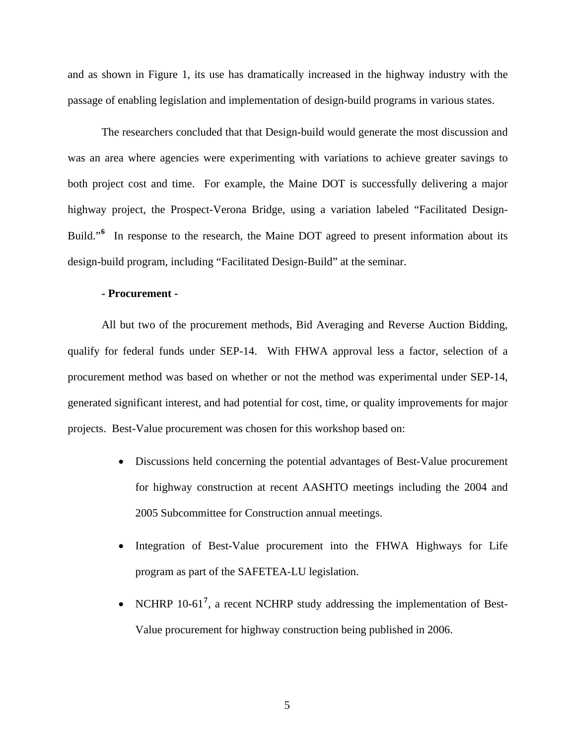and as shown in Figure 1, its use has dramatically increased in the highway industry with the passage of enabling legislation and implementation of design-build programs in various states.

The researchers concluded that that Design-build would generate the most discussion and was an area where agencies were experimenting with variations to achieve greater savings to both project cost and time. For example, the Maine DOT is successfully delivering a major highway project, the Prospect-Verona Bridge, using a variation labeled "Facilitated Design-Build."[6] In response to the research, the Maine DOT agreed to present information about its design-build program, including "Facilitated Design-Build" at the seminar.

**- Procurement -**

All but two of the procurement methods, Bid Averaging and Reverse Auction Bidding, qualify for federal funds under SEP-14. With FHWA approval less a factor, selection of a procurement method was based on whether or not the method was experimental under SEP-14, generated significant interest, and had potential for cost, time, or quality improvements for major projects. Best-Value procurement was chosen for this workshop based on:

- Discussions held concerning the potential advantages of Best-Value procurement for highway construction at recent AASHTO meetings including the 2004 and 2005 Subcommittee for Construction annual meetings.
- Integration of Best-Value procurement into the FHWA Highways for Life program as part of the SAFETEA-LU legislation.
- NCHRP 10-61[7], a recent NCHRP study addressing the implementation of Best-Value procurement for highway construction being published in 2006.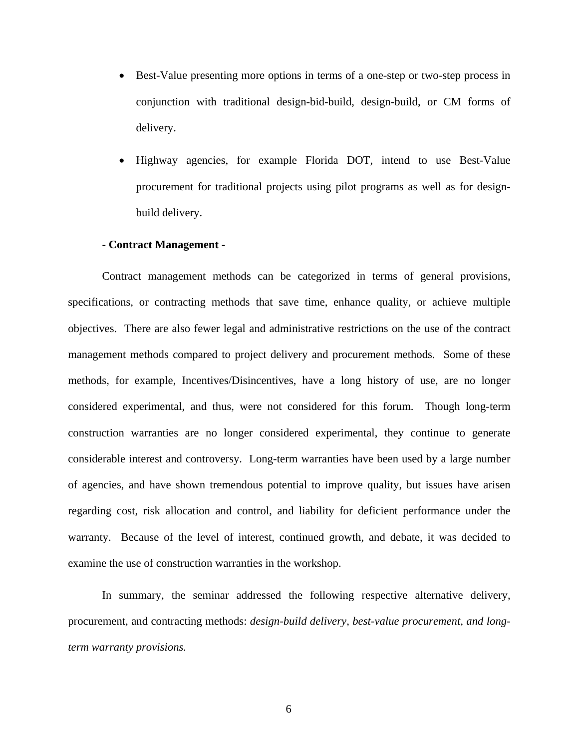- Best-Value presenting more options in terms of a one-step or two-step process in conjunction with traditional design-bid-build, design-build, or CM forms of delivery.
- Highway agencies, for example Florida DOT, intend to use Best-Value procurement for traditional projects using pilot programs as well as for design-build delivery.

**- Contract Management -**

Contract management methods can be categorized in terms of general provisions, specifications, or contracting methods that save time, enhance quality, or achieve multiple objectives. There are also fewer legal and administrative restrictions on the use of the contract management methods compared to project delivery and procurement methods. Some of these methods, for example, Incentives/Disincentives, have a long history of use, are no longer considered experimental, and thus, were not considered for this forum. Though long-term construction warranties are no longer considered experimental, they continue to generate considerable interest and controversy. Long-term warranties have been used by a large number of agencies, and have shown tremendous potential to improve quality, but issues have arisen regarding cost, risk allocation and control, and liability for deficient performance under the warranty. Because of the level of interest, continued growth, and debate, it was decided to examine the use of construction warranties in the workshop.

In summary, the seminar addressed the following respective alternative delivery, procurement, and contracting methods: *design-build delivery, best-value procurement, and long-term warranty provisions.*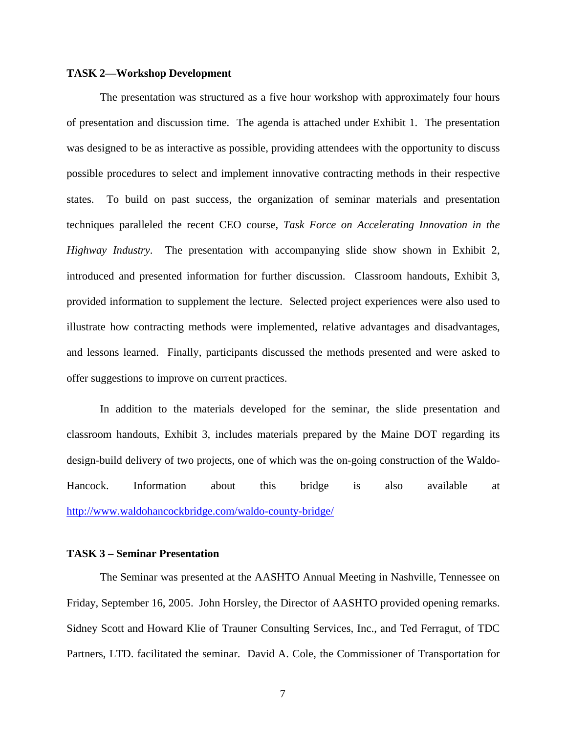**TASK 2—Workshop Development**

The presentation was structured as a five hour workshop with approximately four hours of presentation and discussion time. The agenda is attached under Exhibit 1. The presentation was designed to be as interactive as possible, providing attendees with the opportunity to discuss possible procedures to select and implement innovative contracting methods in their respective states. To build on past success, the organization of seminar materials and presentation techniques paralleled the recent CEO course, *Task Force on Accelerating Innovation in the Highway Industry*. The presentation with accompanying slide show shown in Exhibit 2, introduced and presented information for further discussion. Classroom handouts, Exhibit 3, provided information to supplement the lecture. Selected project experiences were also used to illustrate how contracting methods were implemented, relative advantages and disadvantages, and lessons learned. Finally, participants discussed the methods presented and were asked to offer suggestions to improve on current practices.

In addition to the materials developed for the seminar, the slide presentation and classroom handouts, Exhibit 3, includes materials prepared by the Maine DOT regarding its design-build delivery of two projects, one of which was the on-going construction of the Waldo-Hancock. Information about this bridge is also available at http://www.waldohancockbridge.com/waldo-county-bridge/

**TASK 3 – Seminar Presentation**

The Seminar was presented at the AASHTO Annual Meeting in Nashville, Tennessee on Friday, September 16, 2005. John Horsley, the Director of AASHTO provided opening remarks. Sidney Scott and Howard Klie of Trauner Consulting Services, Inc., and Ted Ferragut, of TDC Partners, LTD. facilitated the seminar. David A. Cole, the Commissioner of Transportation for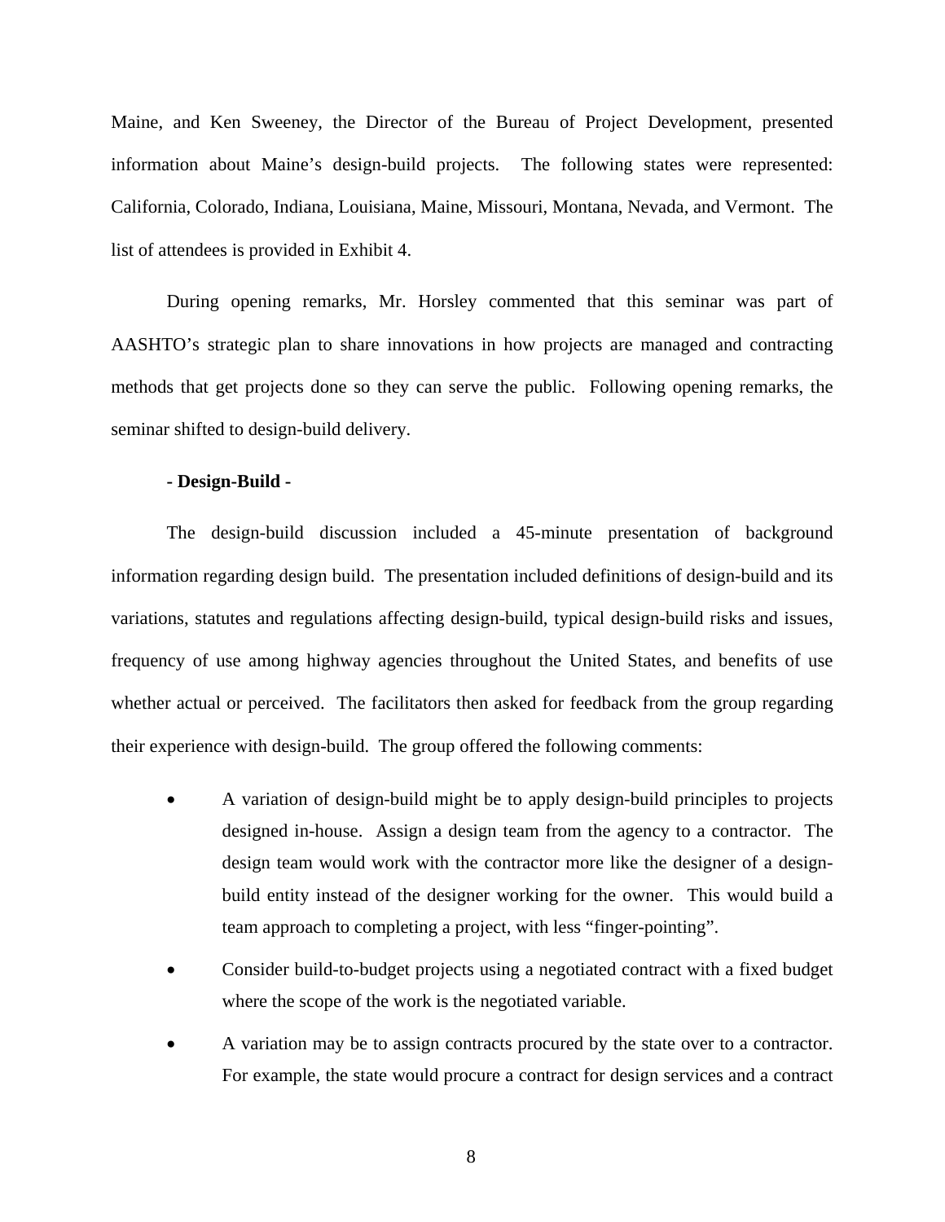Maine, and Ken Sweeney, the Director of the Bureau of Project Development, presented information about Maine's design-build projects. The following states were represented: California, Colorado, Indiana, Louisiana, Maine, Missouri, Montana, Nevada, and Vermont. The list of attendees is provided in Exhibit 4.

During opening remarks, Mr. Horsley commented that this seminar was part of AASHTO's strategic plan to share innovations in how projects are managed and contracting methods that get projects done so they can serve the public. Following opening remarks, the seminar shifted to design-build delivery.

**- Design-Build -**

The design-build discussion included a 45-minute presentation of background information regarding design build. The presentation included definitions of design-build and its variations, statutes and regulations affecting design-build, typical design-build risks and issues, frequency of use among highway agencies throughout the United States, and benefits of use whether actual or perceived. The facilitators then asked for feedback from the group regarding their experience with design-build. The group offered the following comments:

- A variation of design-build might be to apply design-build principles to projects designed in-house. Assign a design team from the agency to a contractor. The design team would work with the contractor more like the designer of a design-build entity instead of the designer working for the owner. This would build a team approach to completing a project, with less "finger-pointing".
- Consider build-to-budget projects using a negotiated contract with a fixed budget where the scope of the work is the negotiated variable.
- A variation may be to assign contracts procured by the state over to a contractor. For example, the state would procure a contract for design services and a contract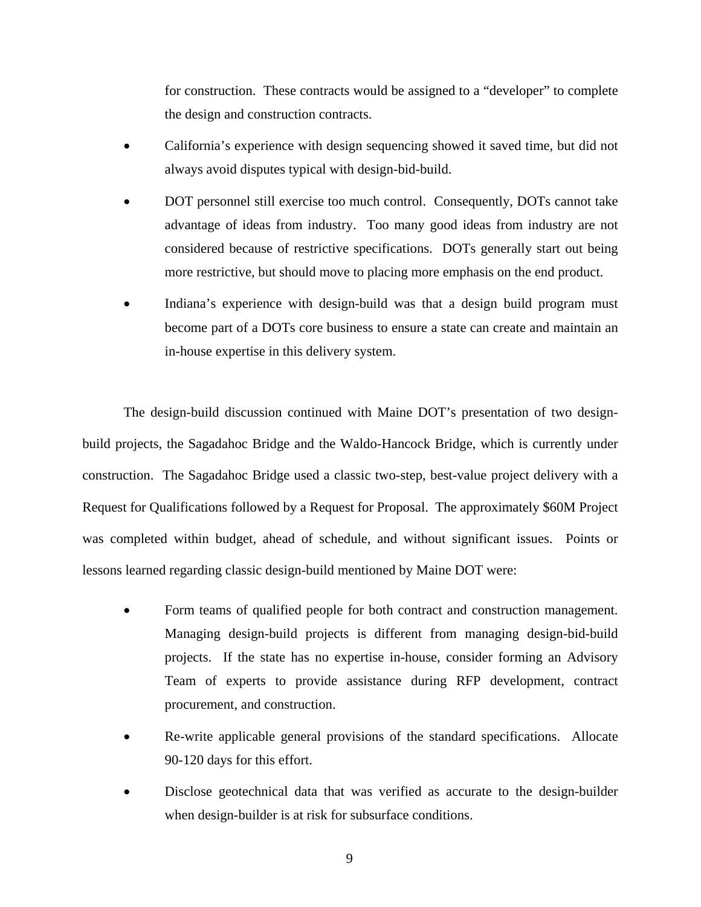for construction. These contracts would be assigned to a "developer" to complete the design and construction contracts.

- California's experience with design sequencing showed it saved time, but did not always avoid disputes typical with design-bid-build.
- DOT personnel still exercise too much control. Consequently, DOTs cannot take advantage of ideas from industry. Too many good ideas from industry are not considered because of restrictive specifications. DOTs generally start out being more restrictive, but should move to placing more emphasis on the end product.
- Indiana's experience with design-build was that a design build program must become part of a DOTs core business to ensure a state can create and maintain an in-house expertise in this delivery system.

The design-build discussion continued with Maine DOT's presentation of two design-build projects, the Sagadahoc Bridge and the Waldo-Hancock Bridge, which is currently under construction. The Sagadahoc Bridge used a classic two-step, best-value project delivery with a Request for Qualifications followed by a Request for Proposal. The approximately $60M Project was completed within budget, ahead of schedule, and without significant issues. Points or lessons learned regarding classic design-build mentioned by Maine DOT were:

- Form teams of qualified people for both contract and construction management. Managing design-build projects is different from managing design-bid-build projects. If the state has no expertise in-house, consider forming an Advisory Team of experts to provide assistance during RFP development, contract procurement, and construction.
- Re-write applicable general provisions of the standard specifications. Allocate 90-120 days for this effort.
- Disclose geotechnical data that was verified as accurate to the design-builder when design-builder is at risk for subsurface conditions.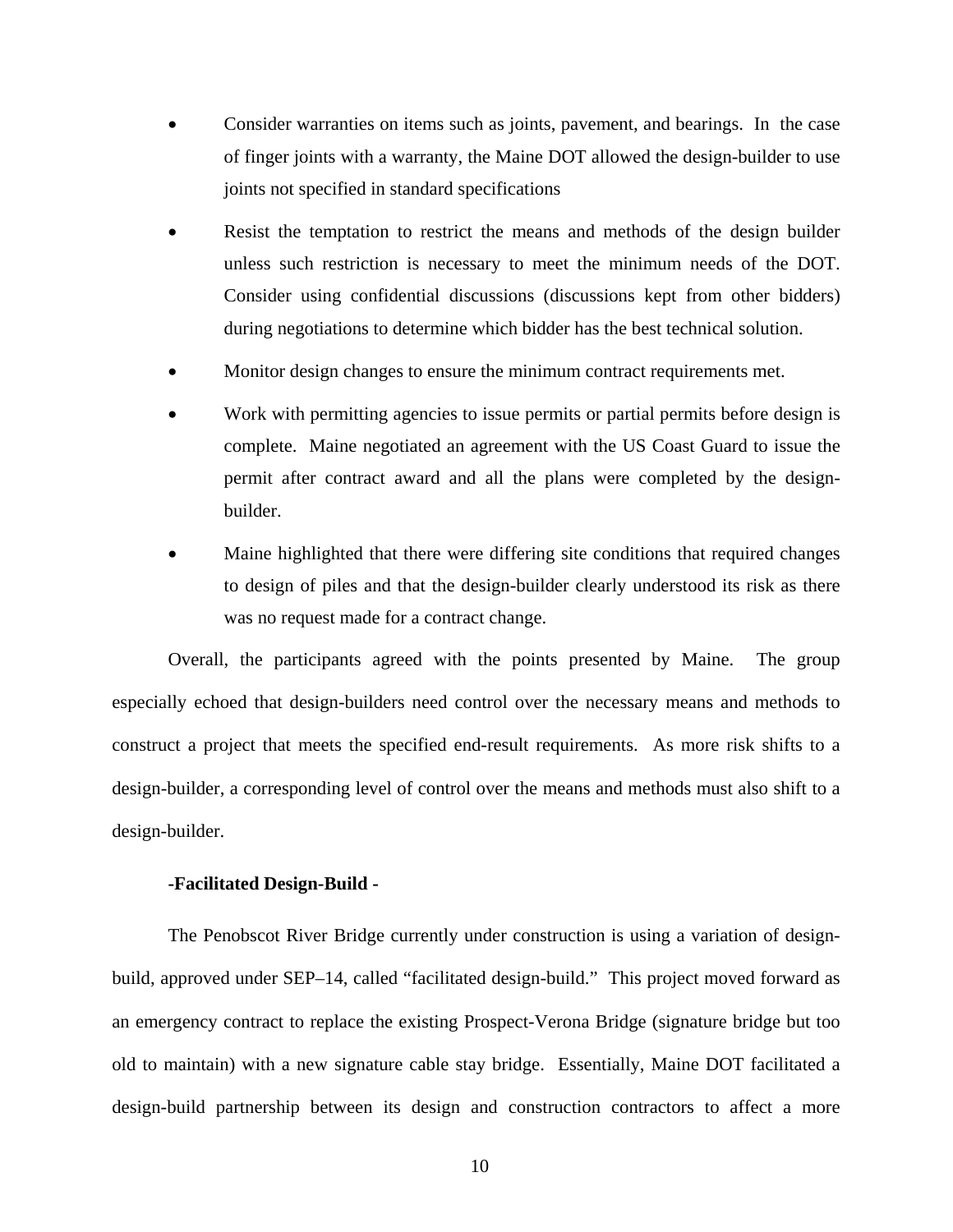- Consider warranties on items such as joints, pavement, and bearings. In the case of finger joints with a warranty, the Maine DOT allowed the design-builder to use joints not specified in standard specifications
- Resist the temptation to restrict the means and methods of the design builder unless such restriction is necessary to meet the minimum needs of the DOT. Consider using confidential discussions (discussions kept from other bidders) during negotiations to determine which bidder has the best technical solution.
- Monitor design changes to ensure the minimum contract requirements met.
- Work with permitting agencies to issue permits or partial permits before design is complete. Maine negotiated an agreement with the US Coast Guard to issue the permit after contract award and all the plans were completed by the design-builder.
- Maine highlighted that there were differing site conditions that required changes to design of piles and that the design-builder clearly understood its risk as there was no request made for a contract change.

Overall, the participants agreed with the points presented by Maine. The group especially echoed that design-builders need control over the necessary means and methods to construct a project that meets the specified end-result requirements. As more risk shifts to a design-builder, a corresponding level of control over the means and methods must also shift to a design-builder.

**-Facilitated Design-Build -**

The Penobscot River Bridge currently under construction is using a variation of design-build, approved under SEP–14, called "facilitated design-build." This project moved forward as an emergency contract to replace the existing Prospect-Verona Bridge (signature bridge but too old to maintain) with a new signature cable stay bridge. Essentially, Maine DOT facilitated a design-build partnership between its design and construction contractors to affect a more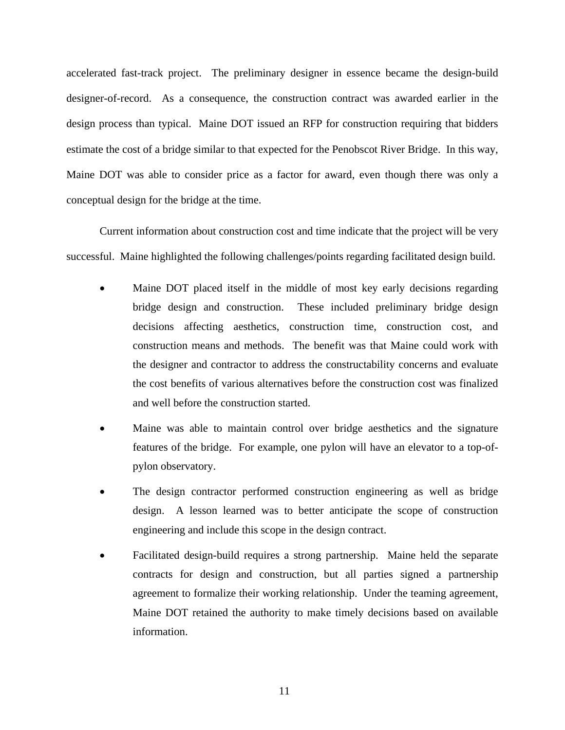accelerated fast-track project. The preliminary designer in essence became the design-build designer-of-record. As a consequence, the construction contract was awarded earlier in the design process than typical. Maine DOT issued an RFP for construction requiring that bidders estimate the cost of a bridge similar to that expected for the Penobscot River Bridge. In this way, Maine DOT was able to consider price as a factor for award, even though there was only a conceptual design for the bridge at the time.

Current information about construction cost and time indicate that the project will be very successful. Maine highlighted the following challenges/points regarding facilitated design build.

- Maine DOT placed itself in the middle of most key early decisions regarding bridge design and construction. These included preliminary bridge design decisions affecting aesthetics, construction time, construction cost, and construction means and methods. The benefit was that Maine could work with the designer and contractor to address the constructability concerns and evaluate the cost benefits of various alternatives before the construction cost was finalized and well before the construction started.
- Maine was able to maintain control over bridge aesthetics and the signature features of the bridge. For example, one pylon will have an elevator to a top-of-pylon observatory.
- The design contractor performed construction engineering as well as bridge design. A lesson learned was to better anticipate the scope of construction engineering and include this scope in the design contract.
- Facilitated design-build requires a strong partnership. Maine held the separate contracts for design and construction, but all parties signed a partnership agreement to formalize their working relationship. Under the teaming agreement, Maine DOT retained the authority to make timely decisions based on available information.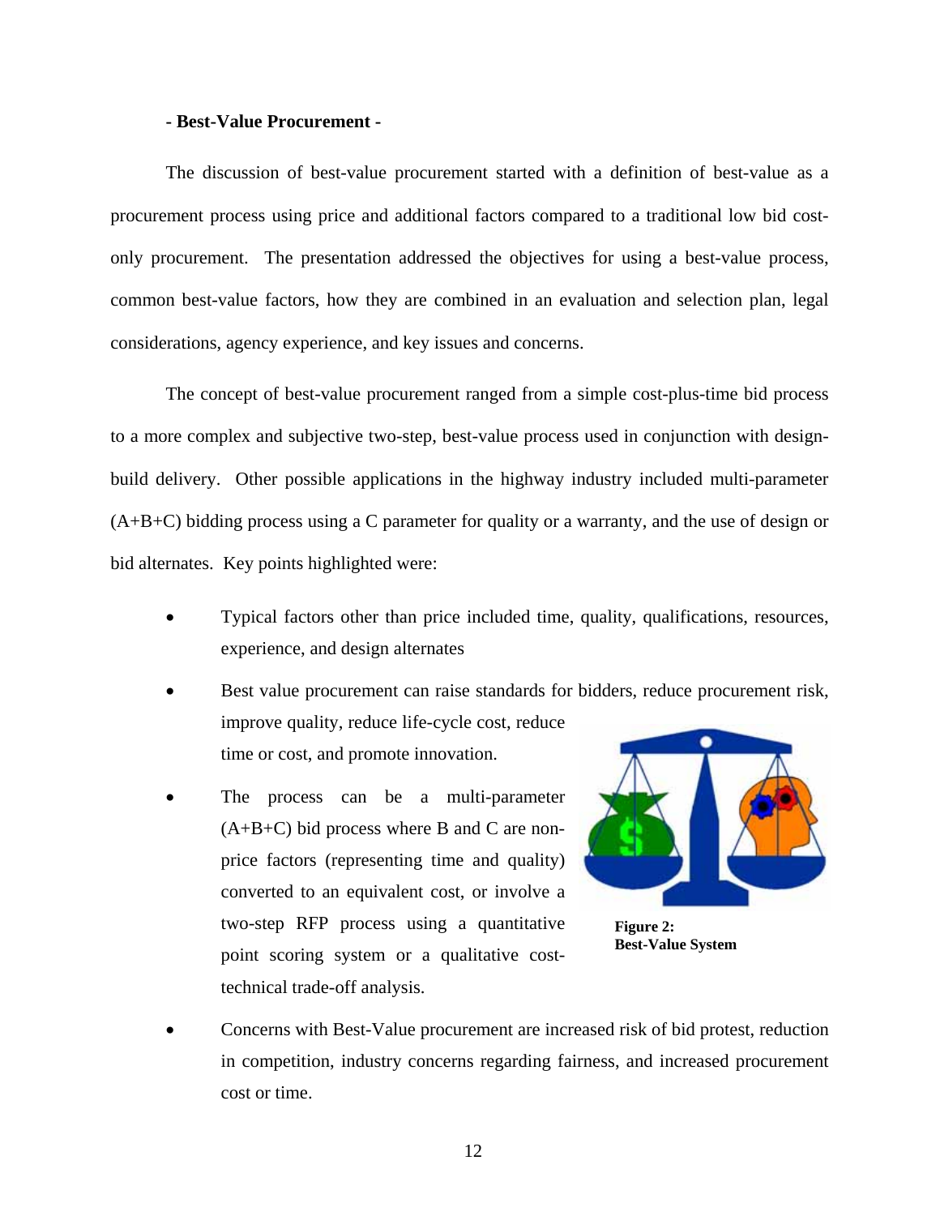**- Best-Value Procurement -**

The discussion of best-value procurement started with a definition of best-value as a procurement process using price and additional factors compared to a traditional low bid cost-only procurement. The presentation addressed the objectives for using a best-value process, common best-value factors, how they are combined in an evaluation and selection plan, legal considerations, agency experience, and key issues and concerns.

The concept of best-value procurement ranged from a simple cost-plus-time bid process to a more complex and subjective two-step, best-value process used in conjunction with design-build delivery. Other possible applications in the highway industry included multi-parameter (A+B+C) bidding process using a C parameter for quality or a warranty, and the use of design or bid alternates. Key points highlighted were:

- Typical factors other than price included time, quality, qualifications, resources, experience, and design alternates
- Best value procurement can raise standards for bidders, reduce procurement risk, improve quality, reduce life-cycle cost, reduce time or cost, and promote innovation.
- The process can be a multi-parameter (A+B+C) bid process where B and C are non-price factors (representing time and quality) converted to an equivalent cost, or involve a two-step RFP process using a quantitative point scoring system or a qualitative cost-technical trade-off analysis.

**Figure 2: Best-Value System**

- Concerns with Best-Value procurement are increased risk of bid protest, reduction in competition, industry concerns regarding fairness, and increased procurement cost or time.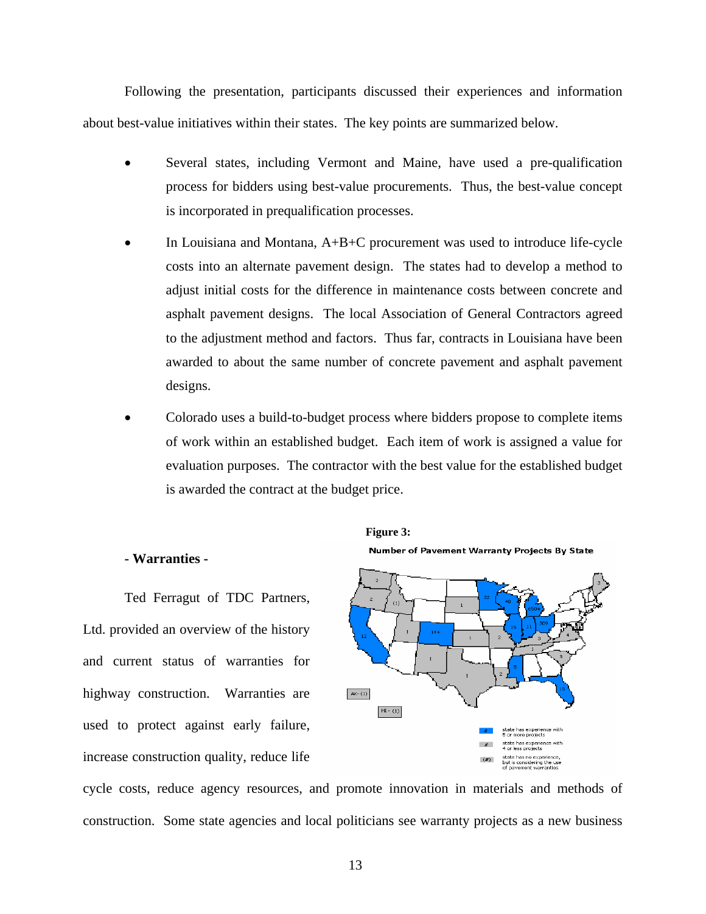Following the presentation, participants discussed their experiences and information about best-value initiatives within their states. The key points are summarized below.

- Several states, including Vermont and Maine, have used a pre-qualification process for bidders using best-value procurements. Thus, the best-value concept is incorporated in prequalification processes.
- In Louisiana and Montana, A+B+C procurement was used to introduce life-cycle costs into an alternate pavement design. The states had to develop a method to adjust initial costs for the difference in maintenance costs between concrete and asphalt pavement designs. The local Association of General Contractors agreed to the adjustment method and factors. Thus far, contracts in Louisiana have been awarded to about the same number of concrete pavement and asphalt pavement designs.
- Colorado uses a build-to-budget process where bidders propose to complete items of work within an established budget. Each item of work is assigned a value for evaluation purposes. The contractor with the best value for the established budget is awarded the contract at the budget price.

**Figure 3:**

Number of Pavement Warranty Projects By State

### - Warranties -

Ted Ferragut of TDC Partners, Ltd. provided an overview of the history and current status of warranties for highway construction. Warranties are used to protect against early failure, increase construction quality, reduce life cycle costs, reduce agency resources, and promote innovation in materials and methods of construction. Some state agencies and local politicians see warranty projects as a new business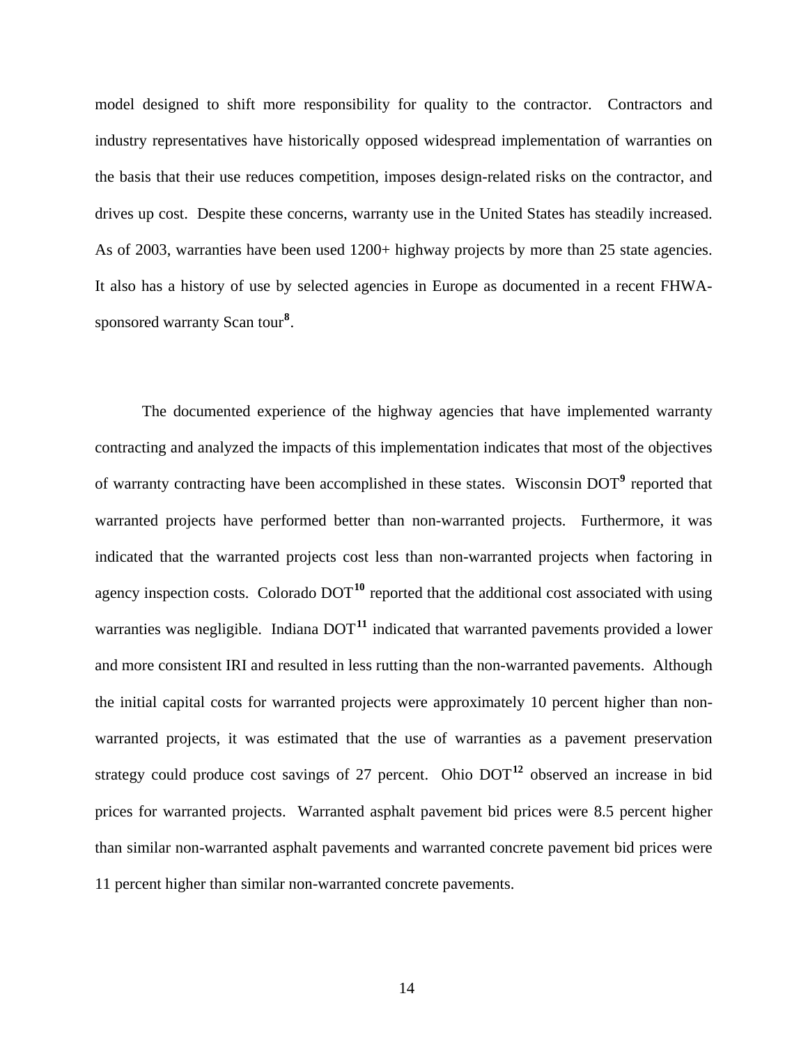model designed to shift more responsibility for quality to the contractor. Contractors and industry representatives have historically opposed widespread implementation of warranties on the basis that their use reduces competition, imposes design-related risks on the contractor, and drives up cost. Despite these concerns, warranty use in the United States has steadily increased. As of 2003, warranties have been used 1200+ highway projects by more than 25 state agencies. It also has a history of use by selected agencies in Europe as documented in a recent FHWA-sponsored warranty Scan tour[8].

The documented experience of the highway agencies that have implemented warranty contracting and analyzed the impacts of this implementation indicates that most of the objectives of warranty contracting have been accomplished in these states. Wisconsin DOT[9] reported that warranted projects have performed better than non-warranted projects. Furthermore, it was indicated that the warranted projects cost less than non-warranted projects when factoring in agency inspection costs. Colorado DOT[10] reported that the additional cost associated with using warranties was negligible. Indiana DOT[11] indicated that warranted pavements provided a lower and more consistent IRI and resulted in less rutting than the non-warranted pavements. Although the initial capital costs for warranted projects were approximately 10 percent higher than non-warranted projects, it was estimated that the use of warranties as a pavement preservation strategy could produce cost savings of 27 percent. Ohio DOT[12] observed an increase in bid prices for warranted projects. Warranted asphalt pavement bid prices were 8.5 percent higher than similar non-warranted asphalt pavements and warranted concrete pavement bid prices were 11 percent higher than similar non-warranted concrete pavements.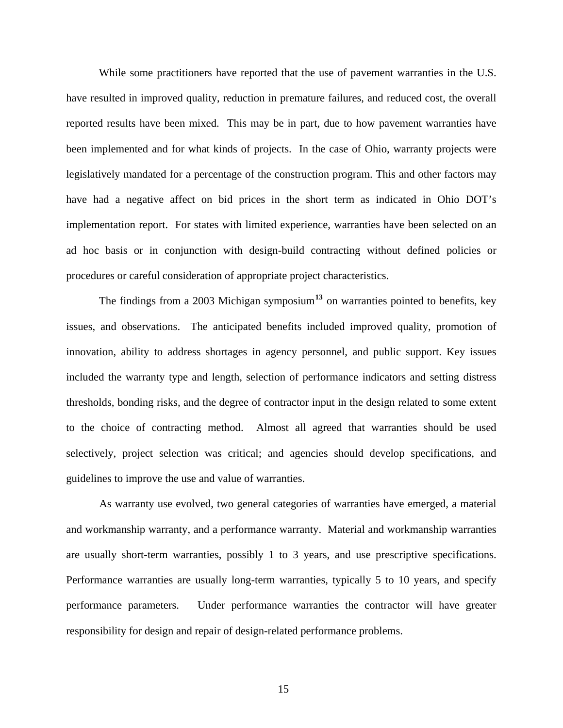While some practitioners have reported that the use of pavement warranties in the U.S. have resulted in improved quality, reduction in premature failures, and reduced cost, the overall reported results have been mixed. This may be in part, due to how pavement warranties have been implemented and for what kinds of projects. In the case of Ohio, warranty projects were legislatively mandated for a percentage of the construction program. This and other factors may have had a negative affect on bid prices in the short term as indicated in Ohio DOT's implementation report. For states with limited experience, warranties have been selected on an ad hoc basis or in conjunction with design-build contracting without defined policies or procedures or careful consideration of appropriate project characteristics.

The findings from a 2003 Michigan symposium[13] on warranties pointed to benefits, key issues, and observations. The anticipated benefits included improved quality, promotion of innovation, ability to address shortages in agency personnel, and public support. Key issues included the warranty type and length, selection of performance indicators and setting distress thresholds, bonding risks, and the degree of contractor input in the design related to some extent to the choice of contracting method. Almost all agreed that warranties should be used selectively, project selection was critical; and agencies should develop specifications, and guidelines to improve the use and value of warranties.

As warranty use evolved, two general categories of warranties have emerged, a material and workmanship warranty, and a performance warranty. Material and workmanship warranties are usually short-term warranties, possibly 1 to 3 years, and use prescriptive specifications. Performance warranties are usually long-term warranties, typically 5 to 10 years, and specify performance parameters. Under performance warranties the contractor will have greater responsibility for design and repair of design-related performance problems.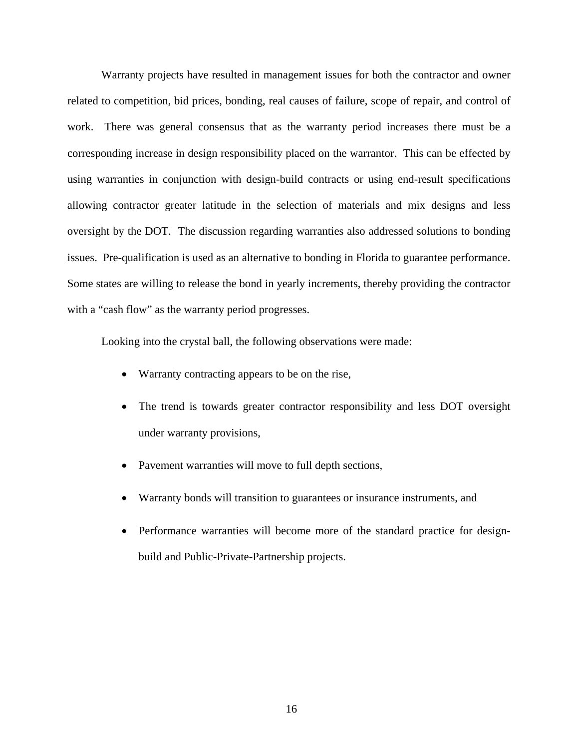Warranty projects have resulted in management issues for both the contractor and owner related to competition, bid prices, bonding, real causes of failure, scope of repair, and control of work. There was general consensus that as the warranty period increases there must be a corresponding increase in design responsibility placed on the warrantor. This can be effected by using warranties in conjunction with design-build contracts or using end-result specifications allowing contractor greater latitude in the selection of materials and mix designs and less oversight by the DOT. The discussion regarding warranties also addressed solutions to bonding issues. Pre-qualification is used as an alternative to bonding in Florida to guarantee performance. Some states are willing to release the bond in yearly increments, thereby providing the contractor with a "cash flow" as the warranty period progresses.

Looking into the crystal ball, the following observations were made:

- Warranty contracting appears to be on the rise,
- The trend is towards greater contractor responsibility and less DOT oversight under warranty provisions,
- Pavement warranties will move to full depth sections,
- Warranty bonds will transition to guarantees or insurance instruments, and
- Performance warranties will become more of the standard practice for design-build and Public-Private-Partnership projects.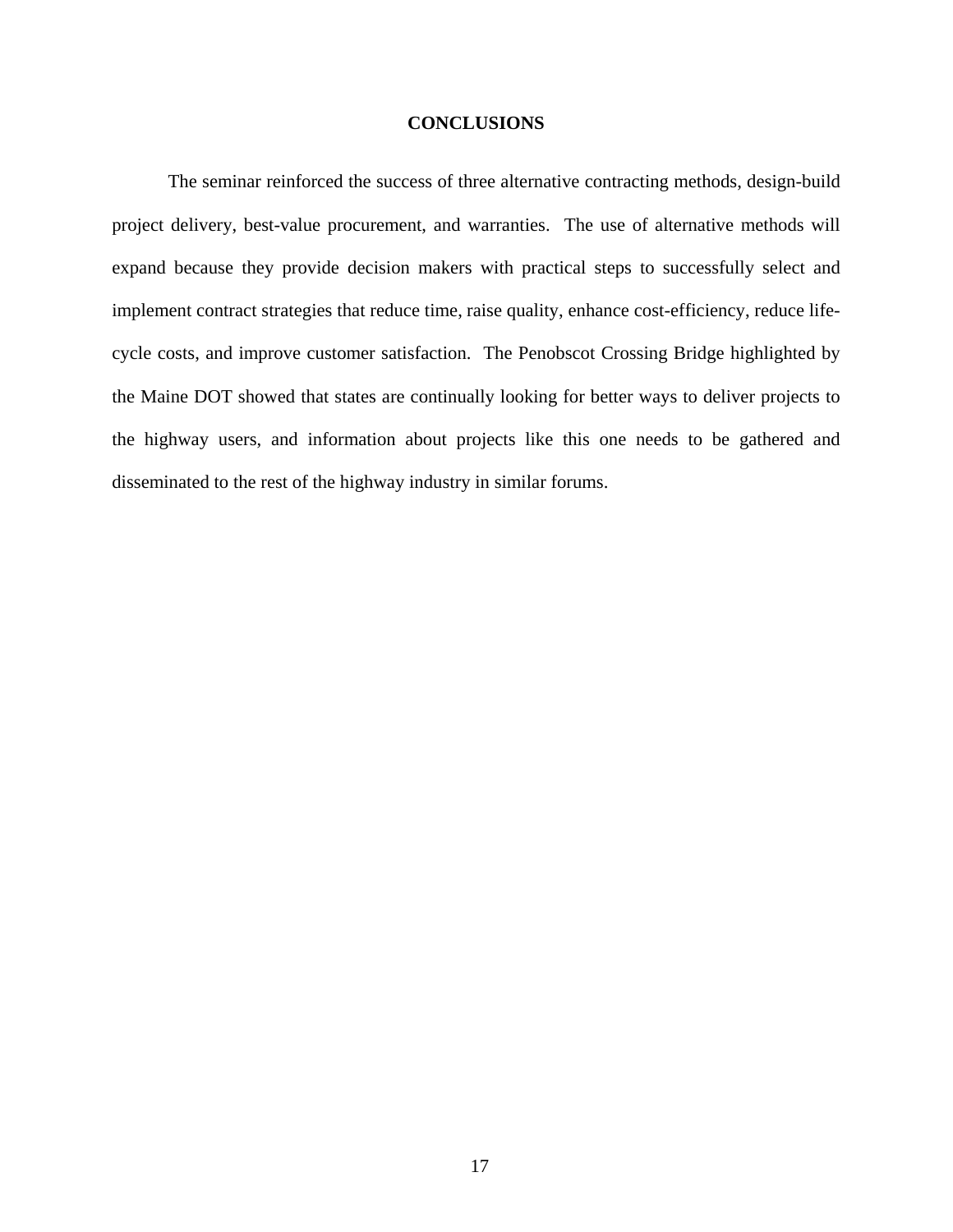# CONCLUSIONS

The seminar reinforced the success of three alternative contracting methods, design-build project delivery, best-value procurement, and warranties. The use of alternative methods will expand because they provide decision makers with practical steps to successfully select and implement contract strategies that reduce time, raise quality, enhance cost-efficiency, reduce life-cycle costs, and improve customer satisfaction. The Penobscot Crossing Bridge highlighted by the Maine DOT showed that states are continually looking for better ways to deliver projects to the highway users, and information about projects like this one needs to be gathered and disseminated to the rest of the highway industry in similar forums.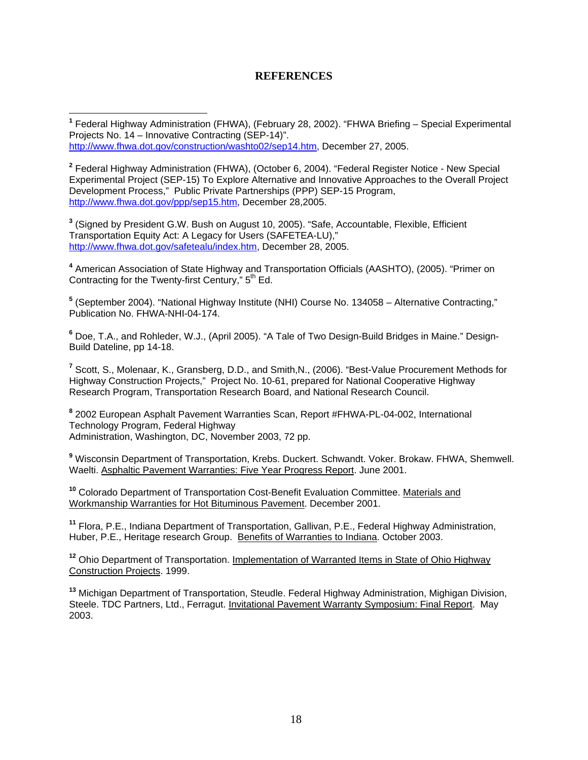## REFERENCES

[1] Federal Highway Administration (FHWA), (February 28, 2002). "FHWA Briefing – Special Experimental Projects No. 14 – Innovative Contracting (SEP-14)". http://www.fhwa.dot.gov/construction/washto02/sep14.htm, December 27, 2005.

[2] Federal Highway Administration (FHWA), (October 6, 2004). "Federal Register Notice - New Special Experimental Project (SEP-15) To Explore Alternative and Innovative Approaches to the Overall Project Development Process," Public Private Partnerships (PPP) SEP-15 Program, http://www.fhwa.dot.gov/ppp/sep15.htm, December 28,2005.

[3] (Signed by President G.W. Bush on August 10, 2005). "Safe, Accountable, Flexible, Efficient Transportation Equity Act: A Legacy for Users (SAFETEA-LU)," http://www.fhwa.dot.gov/safetealu/index.htm, December 28, 2005.

[4] American Association of State Highway and Transportation Officials (AASHTO), (2005). "Primer on Contracting for the Twenty-first Century," 5th Ed.

[5] (September 2004). "National Highway Institute (NHI) Course No. 134058 – Alternative Contracting," Publication No. FHWA-NHI-04-174.

[6] Doe, T.A., and Rohleder, W.J., (April 2005). "A Tale of Two Design-Build Bridges in Maine." Design-Build Dateline, pp 14-18.

[7] Scott, S., Molenaar, K., Gransberg, D.D., and Smith,N., (2006). "Best-Value Procurement Methods for Highway Construction Projects," Project No. 10-61, prepared for National Cooperative Highway Research Program, Transportation Research Board, and National Research Council.

[8] 2002 European Asphalt Pavement Warranties Scan, Report #FHWA-PL-04-002, International Technology Program, Federal Highway Administration, Washington, DC, November 2003, 72 pp.

[9] Wisconsin Department of Transportation, Krebs. Duckert. Schwandt. Voker. Brokaw. FHWA, Shemwell. Waelti. Asphaltic Pavement Warranties: Five Year Progress Report. June 2001.

[10] Colorado Department of Transportation Cost-Benefit Evaluation Committee. Materials and Workmanship Warranties for Hot Bituminous Pavement. December 2001.

[11] Flora, P.E., Indiana Department of Transportation, Gallivan, P.E., Federal Highway Administration, Huber, P.E., Heritage research Group. Benefits of Warranties to Indiana. October 2003.

[12] Ohio Department of Transportation. Implementation of Warranted Items in State of Ohio Highway Construction Projects. 1999.

[13] Michigan Department of Transportation, Steudle. Federal Highway Administration, Mighigan Division, Steele. TDC Partners, Ltd., Ferragut. Invitational Pavement Warranty Symposium: Final Report. May 2003.